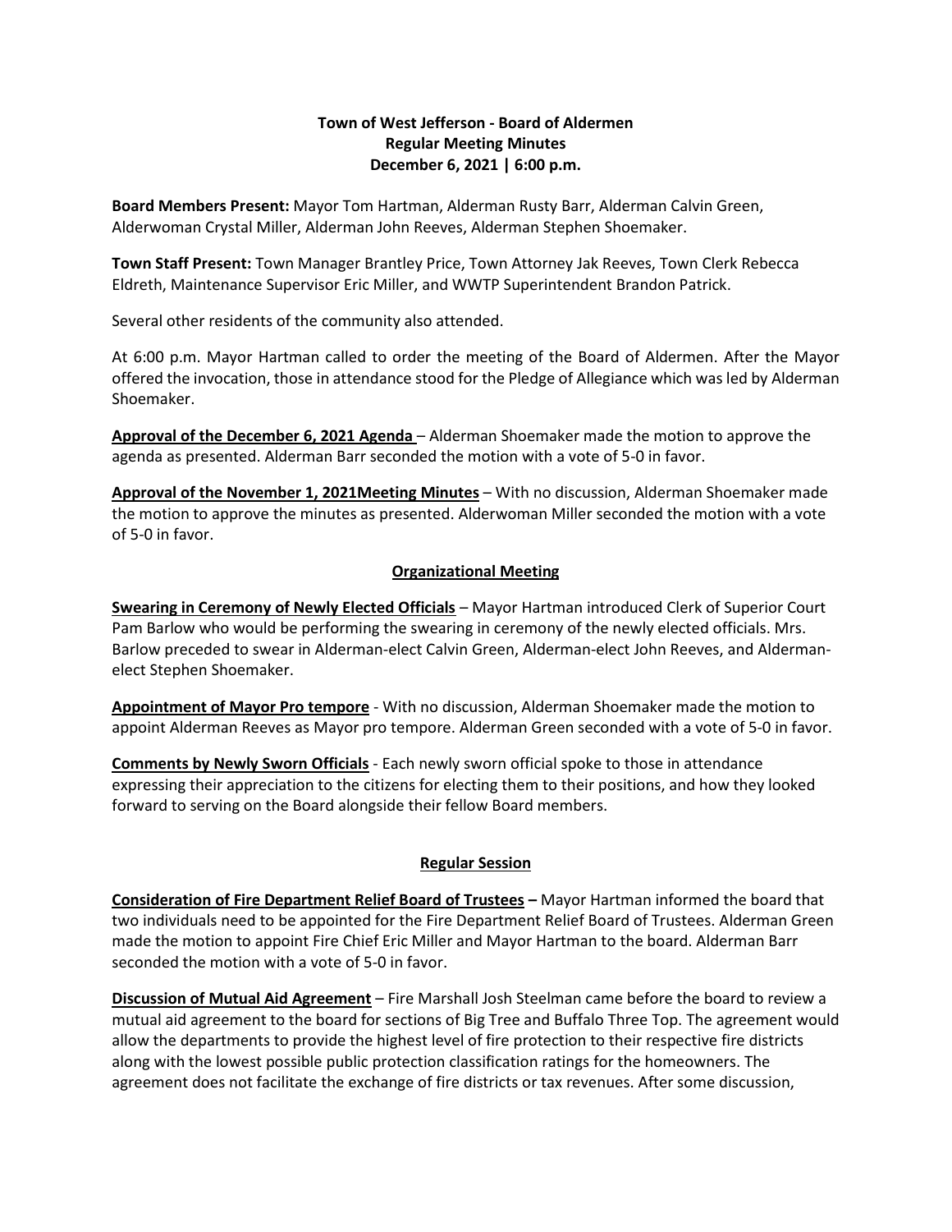**Town of West Jefferson - Board of Aldermen**
**Regular Meeting Minutes**
**December 6, 2021 | 6:00 p.m.**

**Board Members Present:** Mayor Tom Hartman, Alderman Rusty Barr, Alderman Calvin Green, Alderwoman Crystal Miller, Alderman John Reeves, Alderman Stephen Shoemaker.

**Town Staff Present:** Town Manager Brantley Price, Town Attorney Jak Reeves, Town Clerk Rebecca Eldreth, Maintenance Supervisor Eric Miller, and WWTP Superintendent Brandon Patrick.

Several other residents of the community also attended.

At 6:00 p.m. Mayor Hartman called to order the meeting of the Board of Aldermen. After the Mayor offered the invocation, those in attendance stood for the Pledge of Allegiance which was led by Alderman Shoemaker.

**Approval of the December 6, 2021 Agenda** – Alderman Shoemaker made the motion to approve the agenda as presented. Alderman Barr seconded the motion with a vote of 5-0 in favor.

**Approval of the November 1, 2021Meeting Minutes** – With no discussion, Alderman Shoemaker made the motion to approve the minutes as presented. Alderwoman Miller seconded the motion with a vote of 5-0 in favor.

## Organizational Meeting

**Swearing in Ceremony of Newly Elected Officials** – Mayor Hartman introduced Clerk of Superior Court Pam Barlow who would be performing the swearing in ceremony of the newly elected officials. Mrs. Barlow preceded to swear in Alderman-elect Calvin Green, Alderman-elect John Reeves, and Alderman-elect Stephen Shoemaker.

**Appointment of Mayor Pro tempore** - With no discussion, Alderman Shoemaker made the motion to appoint Alderman Reeves as Mayor pro tempore. Alderman Green seconded with a vote of 5-0 in favor.

**Comments by Newly Sworn Officials** - Each newly sworn official spoke to those in attendance expressing their appreciation to the citizens for electing them to their positions, and how they looked forward to serving on the Board alongside their fellow Board members.

## Regular Session

**Consideration of Fire Department Relief Board of Trustees –** Mayor Hartman informed the board that two individuals need to be appointed for the Fire Department Relief Board of Trustees. Alderman Green made the motion to appoint Fire Chief Eric Miller and Mayor Hartman to the board. Alderman Barr seconded the motion with a vote of 5-0 in favor.

**Discussion of Mutual Aid Agreement** – Fire Marshall Josh Steelman came before the board to review a mutual aid agreement to the board for sections of Big Tree and Buffalo Three Top. The agreement would allow the departments to provide the highest level of fire protection to their respective fire districts along with the lowest possible public protection classification ratings for the homeowners. The agreement does not facilitate the exchange of fire districts or tax revenues. After some discussion,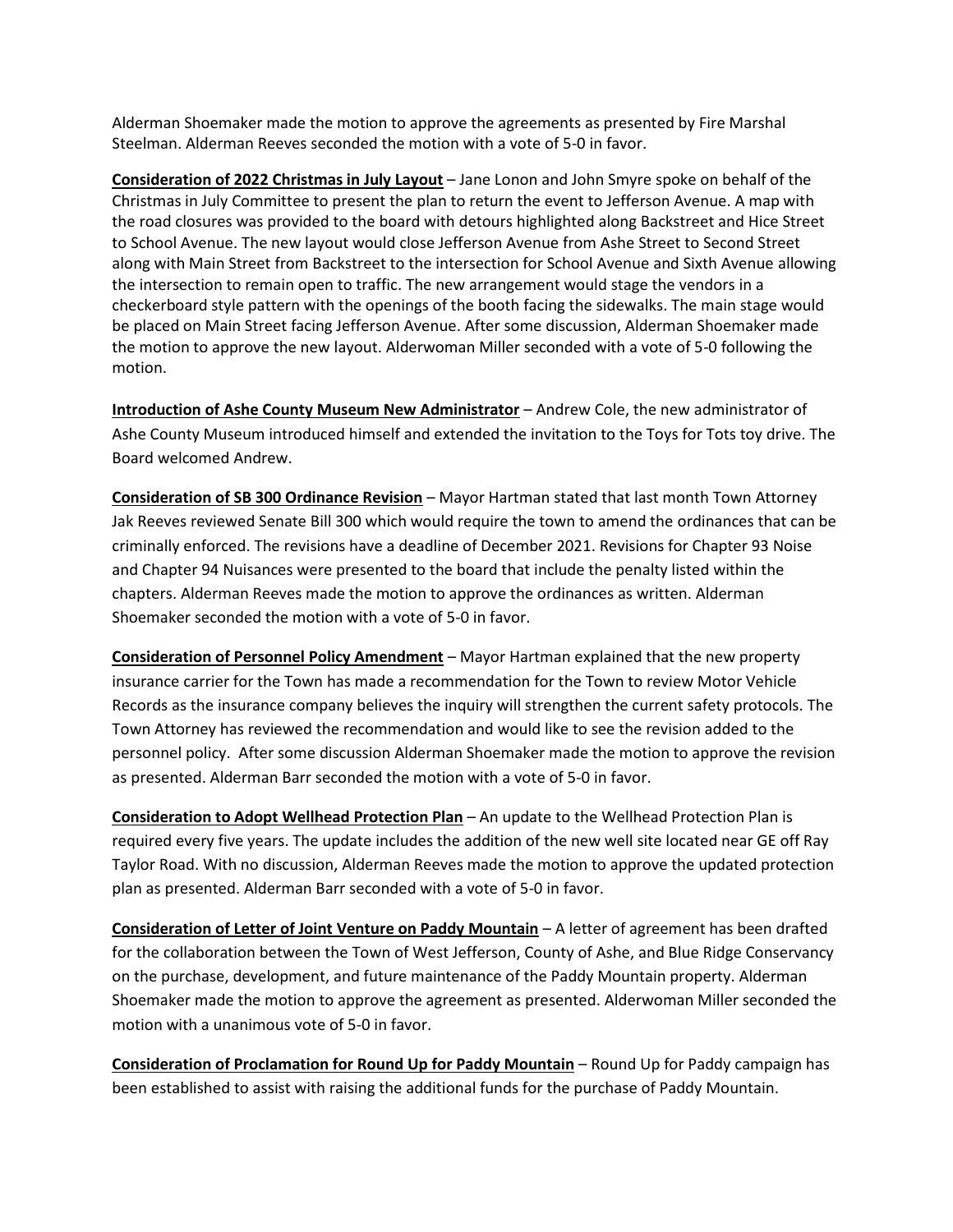Alderman Shoemaker made the motion to approve the agreements as presented by Fire Marshal Steelman. Alderman Reeves seconded the motion with a vote of 5-0 in favor.

**Consideration of 2022 Christmas in July Layout** – Jane Lonon and John Smyre spoke on behalf of the Christmas in July Committee to present the plan to return the event to Jefferson Avenue. A map with the road closures was provided to the board with detours highlighted along Backstreet and Hice Street to School Avenue. The new layout would close Jefferson Avenue from Ashe Street to Second Street along with Main Street from Backstreet to the intersection for School Avenue and Sixth Avenue allowing the intersection to remain open to traffic. The new arrangement would stage the vendors in a checkerboard style pattern with the openings of the booth facing the sidewalks. The main stage would be placed on Main Street facing Jefferson Avenue. After some discussion, Alderman Shoemaker made the motion to approve the new layout. Alderwoman Miller seconded with a vote of 5-0 following the motion.

**Introduction of Ashe County Museum New Administrator** – Andrew Cole, the new administrator of Ashe County Museum introduced himself and extended the invitation to the Toys for Tots toy drive. The Board welcomed Andrew.

**Consideration of SB 300 Ordinance Revision** – Mayor Hartman stated that last month Town Attorney Jak Reeves reviewed Senate Bill 300 which would require the town to amend the ordinances that can be criminally enforced. The revisions have a deadline of December 2021. Revisions for Chapter 93 Noise and Chapter 94 Nuisances were presented to the board that include the penalty listed within the chapters. Alderman Reeves made the motion to approve the ordinances as written. Alderman Shoemaker seconded the motion with a vote of 5-0 in favor.

**Consideration of Personnel Policy Amendment** – Mayor Hartman explained that the new property insurance carrier for the Town has made a recommendation for the Town to review Motor Vehicle Records as the insurance company believes the inquiry will strengthen the current safety protocols. The Town Attorney has reviewed the recommendation and would like to see the revision added to the personnel policy. After some discussion Alderman Shoemaker made the motion to approve the revision as presented. Alderman Barr seconded the motion with a vote of 5-0 in favor.

**Consideration to Adopt Wellhead Protection Plan** – An update to the Wellhead Protection Plan is required every five years. The update includes the addition of the new well site located near GE off Ray Taylor Road. With no discussion, Alderman Reeves made the motion to approve the updated protection plan as presented. Alderman Barr seconded with a vote of 5-0 in favor.

**Consideration of Letter of Joint Venture on Paddy Mountain** – A letter of agreement has been drafted for the collaboration between the Town of West Jefferson, County of Ashe, and Blue Ridge Conservancy on the purchase, development, and future maintenance of the Paddy Mountain property. Alderman Shoemaker made the motion to approve the agreement as presented. Alderwoman Miller seconded the motion with a unanimous vote of 5-0 in favor.

**Consideration of Proclamation for Round Up for Paddy Mountain** – Round Up for Paddy campaign has been established to assist with raising the additional funds for the purchase of Paddy Mountain.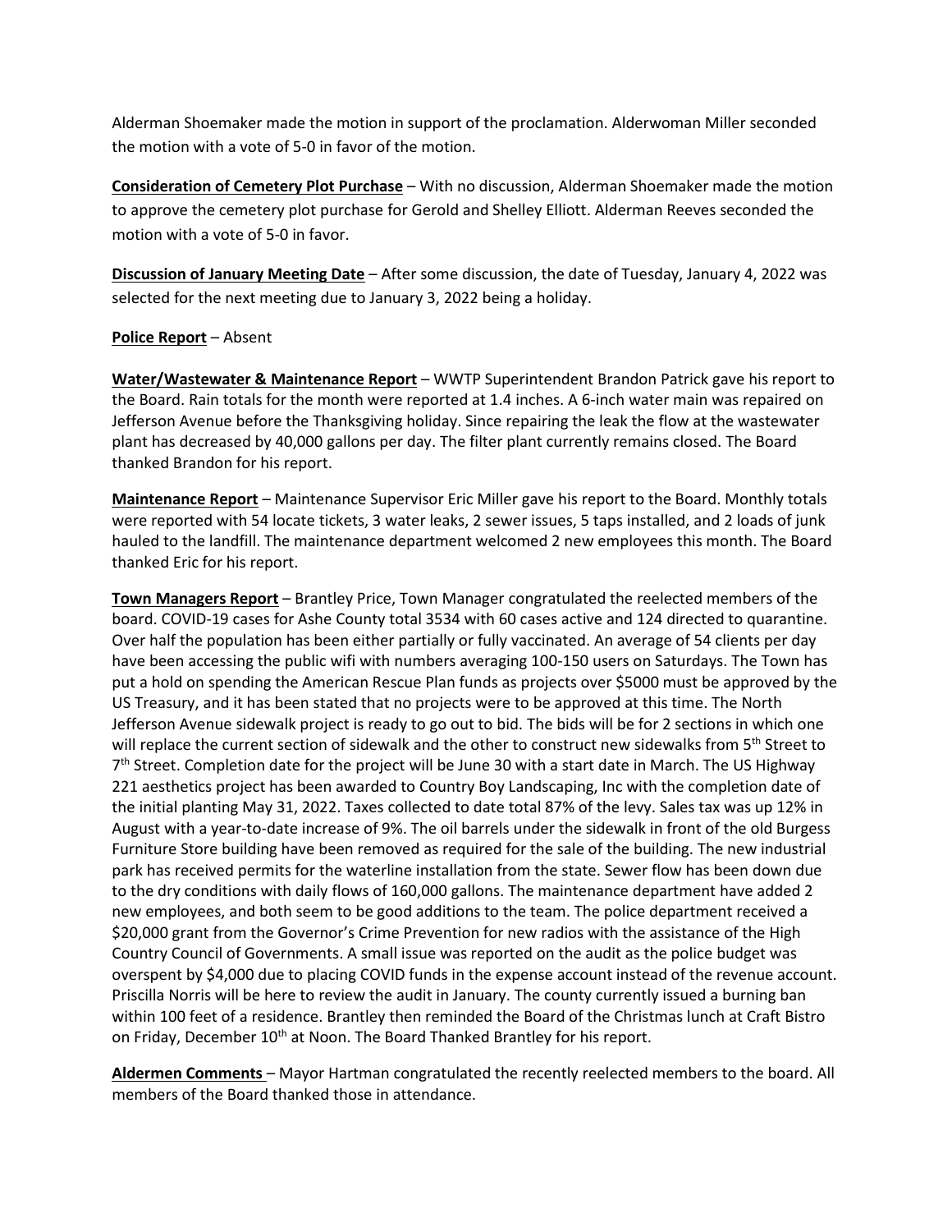Alderman Shoemaker made the motion in support of the proclamation. Alderwoman Miller seconded the motion with a vote of 5-0 in favor of the motion.

**Consideration of Cemetery Plot Purchase** – With no discussion, Alderman Shoemaker made the motion to approve the cemetery plot purchase for Gerold and Shelley Elliott. Alderman Reeves seconded the motion with a vote of 5-0 in favor.

**Discussion of January Meeting Date** – After some discussion, the date of Tuesday, January 4, 2022 was selected for the next meeting due to January 3, 2022 being a holiday.

**Police Report** – Absent

**Water/Wastewater & Maintenance Report** – WWTP Superintendent Brandon Patrick gave his report to the Board. Rain totals for the month were reported at 1.4 inches. A 6-inch water main was repaired on Jefferson Avenue before the Thanksgiving holiday. Since repairing the leak the flow at the wastewater plant has decreased by 40,000 gallons per day. The filter plant currently remains closed. The Board thanked Brandon for his report.

**Maintenance Report** – Maintenance Supervisor Eric Miller gave his report to the Board. Monthly totals were reported with 54 locate tickets, 3 water leaks, 2 sewer issues, 5 taps installed, and 2 loads of junk hauled to the landfill. The maintenance department welcomed 2 new employees this month. The Board thanked Eric for his report.

**Town Managers Report** – Brantley Price, Town Manager congratulated the reelected members of the board. COVID-19 cases for Ashe County total 3534 with 60 cases active and 124 directed to quarantine. Over half the population has been either partially or fully vaccinated. An average of 54 clients per day have been accessing the public wifi with numbers averaging 100-150 users on Saturdays. The Town has put a hold on spending the American Rescue Plan funds as projects over $5000 must be approved by the US Treasury, and it has been stated that no projects were to be approved at this time. The North Jefferson Avenue sidewalk project is ready to go out to bid. The bids will be for 2 sections in which one will replace the current section of sidewalk and the other to construct new sidewalks from 5th Street to 7th Street. Completion date for the project will be June 30 with a start date in March. The US Highway 221 aesthetics project has been awarded to Country Boy Landscaping, Inc with the completion date of the initial planting May 31, 2022. Taxes collected to date total 87% of the levy. Sales tax was up 12% in August with a year-to-date increase of 9%. The oil barrels under the sidewalk in front of the old Burgess Furniture Store building have been removed as required for the sale of the building. The new industrial park has received permits for the waterline installation from the state. Sewer flow has been down due to the dry conditions with daily flows of 160,000 gallons. The maintenance department have added 2 new employees, and both seem to be good additions to the team. The police department received a $20,000 grant from the Governor's Crime Prevention for new radios with the assistance of the High Country Council of Governments. A small issue was reported on the audit as the police budget was overspent by $4,000 due to placing COVID funds in the expense account instead of the revenue account. Priscilla Norris will be here to review the audit in January. The county currently issued a burning ban within 100 feet of a residence. Brantley then reminded the Board of the Christmas lunch at Craft Bistro on Friday, December 10th at Noon. The Board Thanked Brantley for his report.

**Aldermen Comments** – Mayor Hartman congratulated the recently reelected members to the board. All members of the Board thanked those in attendance.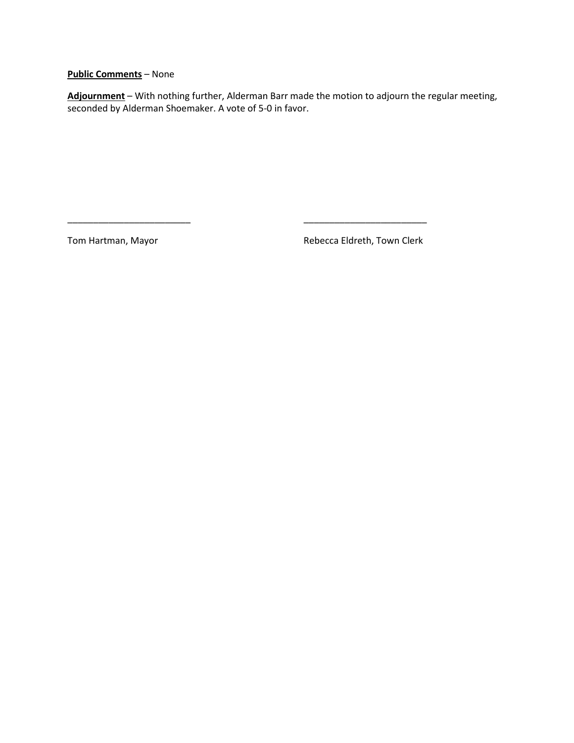**Public Comments** – None

**Adjournment** – With nothing further, Alderman Barr made the motion to adjourn the regular meeting, seconded by Alderman Shoemaker. A vote of 5-0 in favor.

_________________________ _________________________

Tom Hartman, Mayor Rebecca Eldreth, Town Clerk